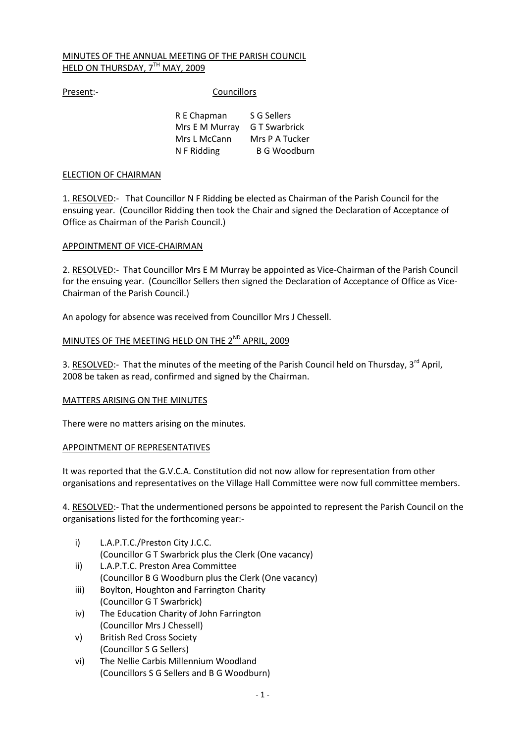MINUTES OF THE ANNUAL MEETING OF THE PARISH COUNCIL
HELD ON THURSDAY, 7TH MAY, 2009

Present:- Councillors

| | |
|---|---|
| R E Chapman | S G Sellers |
| Mrs E M Murray | G T Swarbrick |
| Mrs L McCann | Mrs P A Tucker |
| N F Ridding | B G Woodburn |

ELECTION OF CHAIRMAN

1. RESOLVED:- That Councillor N F Ridding be elected as Chairman of the Parish Council for the ensuing year. (Councillor Ridding then took the Chair and signed the Declaration of Acceptance of Office as Chairman of the Parish Council.)

APPOINTMENT OF VICE-CHAIRMAN

2. RESOLVED:- That Councillor Mrs E M Murray be appointed as Vice-Chairman of the Parish Council for the ensuing year. (Councillor Sellers then signed the Declaration of Acceptance of Office as Vice-Chairman of the Parish Council.)

An apology for absence was received from Councillor Mrs J Chessell.

MINUTES OF THE MEETING HELD ON THE 2ND APRIL, 2009

3. RESOLVED:- That the minutes of the meeting of the Parish Council held on Thursday, 3rd April, 2008 be taken as read, confirmed and signed by the Chairman.

MATTERS ARISING ON THE MINUTES

There were no matters arising on the minutes.

APPOINTMENT OF REPRESENTATIVES

It was reported that the G.V.C.A. Constitution did not now allow for representation from other organisations and representatives on the Village Hall Committee were now full committee members.

4. RESOLVED:- That the undermentioned persons be appointed to represent the Parish Council on the organisations listed for the forthcoming year:-

i) L.A.P.T.C./Preston City J.C.C.
(Councillor G T Swarbrick plus the Clerk (One vacancy)

ii) L.A.P.T.C. Preston Area Committee
(Councillor B G Woodburn plus the Clerk (One vacancy)

iii) Boylton, Houghton and Farrington Charity
(Councillor G T Swarbrick)

iv) The Education Charity of John Farrington
(Councillor Mrs J Chessell)

v) British Red Cross Society
(Councillor S G Sellers)

vi) The Nellie Carbis Millennium Woodland
(Councillors S G Sellers and B G Woodburn)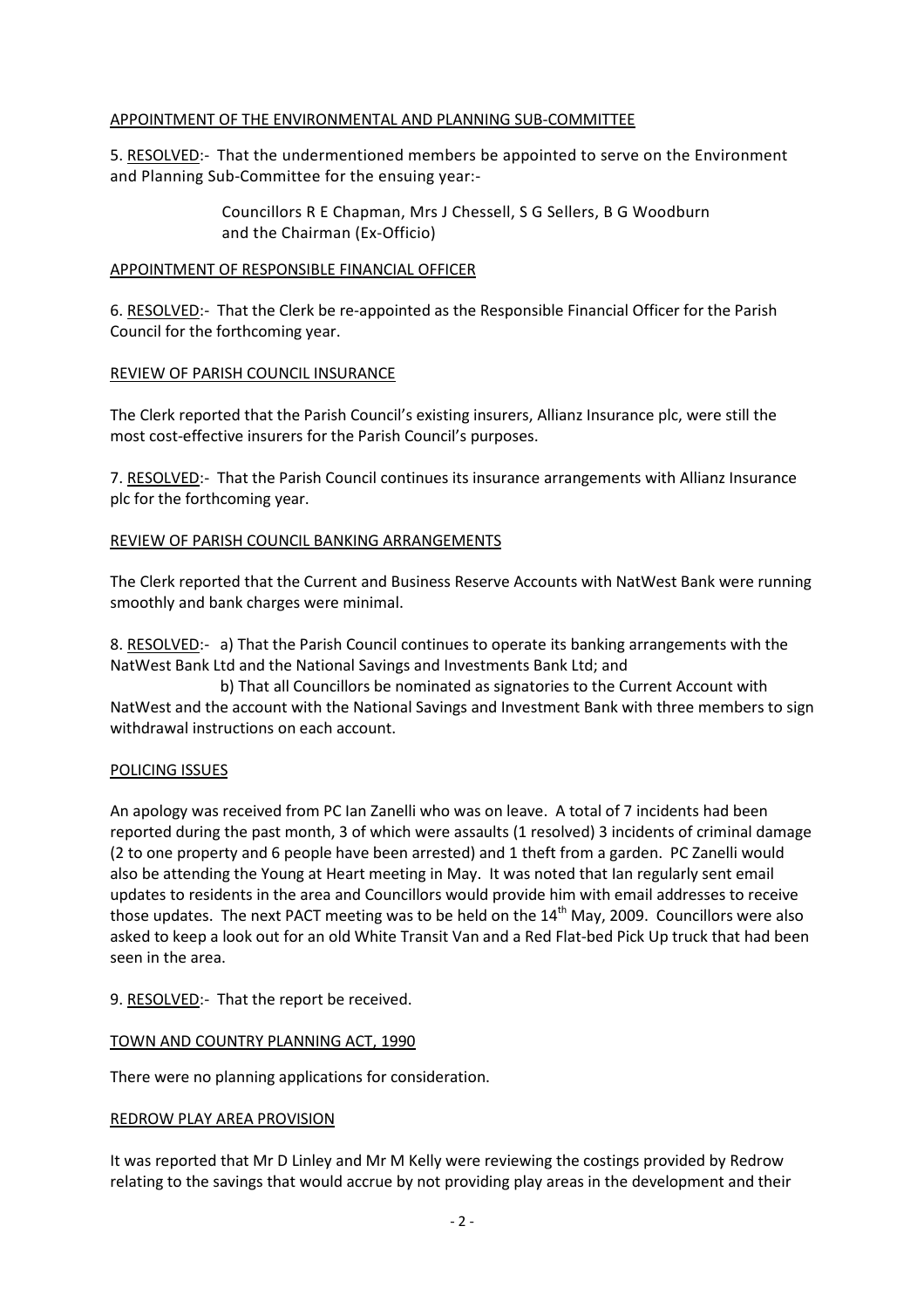APPOINTMENT OF THE ENVIRONMENTAL AND PLANNING SUB-COMMITTEE

5. RESOLVED:- That the undermentioned members be appointed to serve on the Environment and Planning Sub-Committee for the ensuing year:-

Councillors R E Chapman, Mrs J Chessell, S G Sellers, B G Woodburn and the Chairman (Ex-Officio)

APPOINTMENT OF RESPONSIBLE FINANCIAL OFFICER

6. RESOLVED:- That the Clerk be re-appointed as the Responsible Financial Officer for the Parish Council for the forthcoming year.

REVIEW OF PARISH COUNCIL INSURANCE

The Clerk reported that the Parish Council's existing insurers, Allianz Insurance plc, were still the most cost-effective insurers for the Parish Council's purposes.

7. RESOLVED:- That the Parish Council continues its insurance arrangements with Allianz Insurance plc for the forthcoming year.

REVIEW OF PARISH COUNCIL BANKING ARRANGEMENTS

The Clerk reported that the Current and Business Reserve Accounts with NatWest Bank were running smoothly and bank charges were minimal.

8. RESOLVED:- a) That the Parish Council continues to operate its banking arrangements with the NatWest Bank Ltd and the National Savings and Investments Bank Ltd; and

b) That all Councillors be nominated as signatories to the Current Account with NatWest and the account with the National Savings and Investment Bank with three members to sign withdrawal instructions on each account.

POLICING ISSUES

An apology was received from PC Ian Zanelli who was on leave. A total of 7 incidents had been reported during the past month, 3 of which were assaults (1 resolved) 3 incidents of criminal damage (2 to one property and 6 people have been arrested) and 1 theft from a garden. PC Zanelli would also be attending the Young at Heart meeting in May. It was noted that Ian regularly sent email updates to residents in the area and Councillors would provide him with email addresses to receive those updates. The next PACT meeting was to be held on the 14th May, 2009. Councillors were also asked to keep a look out for an old White Transit Van and a Red Flat-bed Pick Up truck that had been seen in the area.

9. RESOLVED:- That the report be received.

TOWN AND COUNTRY PLANNING ACT, 1990

There were no planning applications for consideration.

REDROW PLAY AREA PROVISION

It was reported that Mr D Linley and Mr M Kelly were reviewing the costings provided by Redrow relating to the savings that would accrue by not providing play areas in the development and their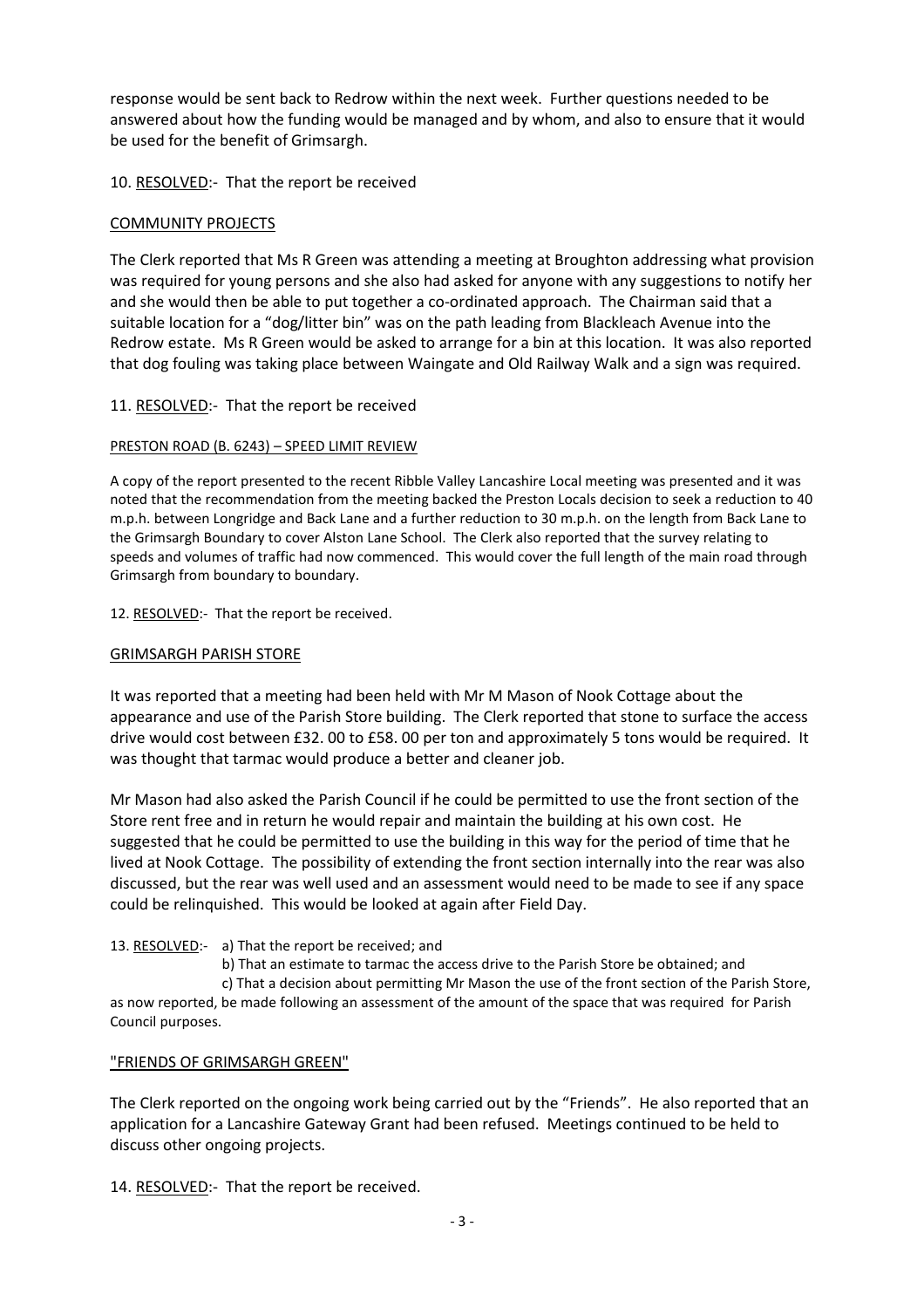response would be sent back to Redrow within the next week. Further questions needed to be answered about how the funding would be managed and by whom, and also to ensure that it would be used for the benefit of Grimsargh.

10. RESOLVED:- That the report be received

## COMMUNITY PROJECTS

The Clerk reported that Ms R Green was attending a meeting at Broughton addressing what provision was required for young persons and she also had asked for anyone with any suggestions to notify her and she would then be able to put together a co-ordinated approach. The Chairman said that a suitable location for a "dog/litter bin" was on the path leading from Blackleach Avenue into the Redrow estate. Ms R Green would be asked to arrange for a bin at this location. It was also reported that dog fouling was taking place between Waingate and Old Railway Walk and a sign was required.

11. RESOLVED:- That the report be received

## PRESTON ROAD (B. 6243) – SPEED LIMIT REVIEW

A copy of the report presented to the recent Ribble Valley Lancashire Local meeting was presented and it was noted that the recommendation from the meeting backed the Preston Locals decision to seek a reduction to 40 m.p.h. between Longridge and Back Lane and a further reduction to 30 m.p.h. on the length from Back Lane to the Grimsargh Boundary to cover Alston Lane School. The Clerk also reported that the survey relating to speeds and volumes of traffic had now commenced. This would cover the full length of the main road through Grimsargh from boundary to boundary.

12. RESOLVED:- That the report be received.

## GRIMSARGH PARISH STORE

It was reported that a meeting had been held with Mr M Mason of Nook Cottage about the appearance and use of the Parish Store building. The Clerk reported that stone to surface the access drive would cost between £32. 00 to £58. 00 per ton and approximately 5 tons would be required. It was thought that tarmac would produce a better and cleaner job.

Mr Mason had also asked the Parish Council if he could be permitted to use the front section of the Store rent free and in return he would repair and maintain the building at his own cost. He suggested that he could be permitted to use the building in this way for the period of time that he lived at Nook Cottage. The possibility of extending the front section internally into the rear was also discussed, but the rear was well used and an assessment would need to be made to see if any space could be relinquished. This would be looked at again after Field Day.

13. RESOLVED:- a) That the report be received; and

b) That an estimate to tarmac the access drive to the Parish Store be obtained; and

c) That a decision about permitting Mr Mason the use of the front section of the Parish Store, as now reported, be made following an assessment of the amount of the space that was required for Parish Council purposes.

## "FRIENDS OF GRIMSARGH GREEN"

The Clerk reported on the ongoing work being carried out by the "Friends". He also reported that an application for a Lancashire Gateway Grant had been refused. Meetings continued to be held to discuss other ongoing projects.

14. RESOLVED:- That the report be received.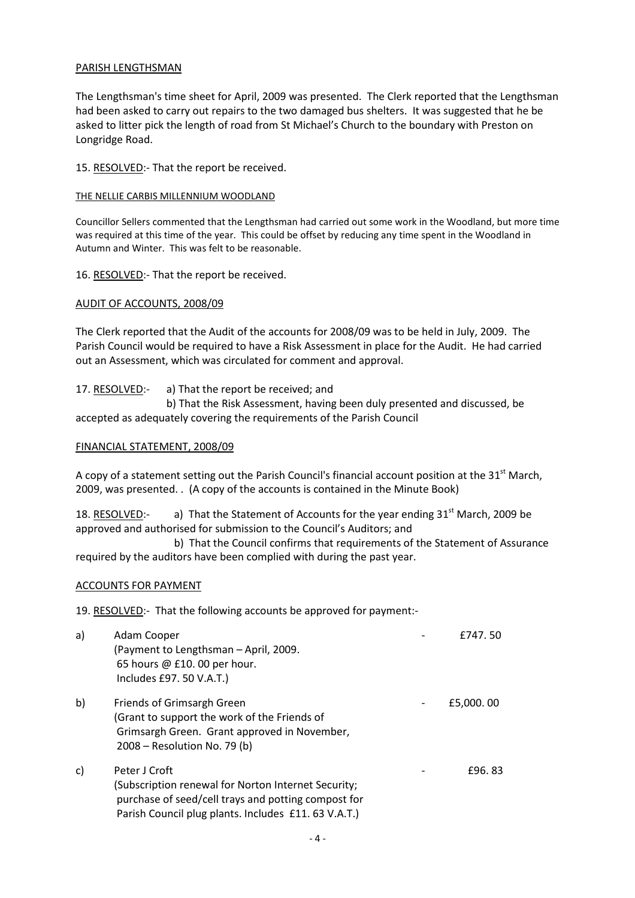PARISH LENGTHSMAN

The Lengthsman's time sheet for April, 2009 was presented. The Clerk reported that the Lengthsman had been asked to carry out repairs to the two damaged bus shelters. It was suggested that he be asked to litter pick the length of road from St Michael's Church to the boundary with Preston on Longridge Road.

15. RESOLVED:- That the report be received.

THE NELLIE CARBIS MILLENNIUM WOODLAND

Councillor Sellers commented that the Lengthsman had carried out some work in the Woodland, but more time was required at this time of the year. This could be offset by reducing any time spent in the Woodland in Autumn and Winter. This was felt to be reasonable.

16. RESOLVED:- That the report be received.

AUDIT OF ACCOUNTS, 2008/09

The Clerk reported that the Audit of the accounts for 2008/09 was to be held in July, 2009. The Parish Council would be required to have a Risk Assessment in place for the Audit. He had carried out an Assessment, which was circulated for comment and approval.

17. RESOLVED:- a) That the report be received; and
b) That the Risk Assessment, having been duly presented and discussed, be accepted as adequately covering the requirements of the Parish Council

FINANCIAL STATEMENT, 2008/09

A copy of a statement setting out the Parish Council's financial account position at the 31st March, 2009, was presented. . (A copy of the accounts is contained in the Minute Book)

18. RESOLVED:- a) That the Statement of Accounts for the year ending 31st March, 2009 be approved and authorised for submission to the Council's Auditors; and
b) That the Council confirms that requirements of the Statement of Assurance required by the auditors have been complied with during the past year.

ACCOUNTS FOR PAYMENT

19. RESOLVED:- That the following accounts be approved for payment:-

| | | | |
|---|---|---|---|
| a) | Adam Cooper<br>(Payment to Lengthsman – April, 2009.<br>65 hours @ £10. 00 per hour.<br>Includes £97. 50 V.A.T.) | - | £747. 50 |
| b) | Friends of Grimsargh Green<br>(Grant to support the work of the Friends of Grimsargh Green. Grant approved in November, 2008 – Resolution No. 79 (b) | - | £5,000. 00 |
| c) | Peter J Croft<br>(Subscription renewal for Norton Internet Security; purchase of seed/cell trays and potting compost for Parish Council plug plants. Includes £11. 63 V.A.T.) | - | £96. 83 |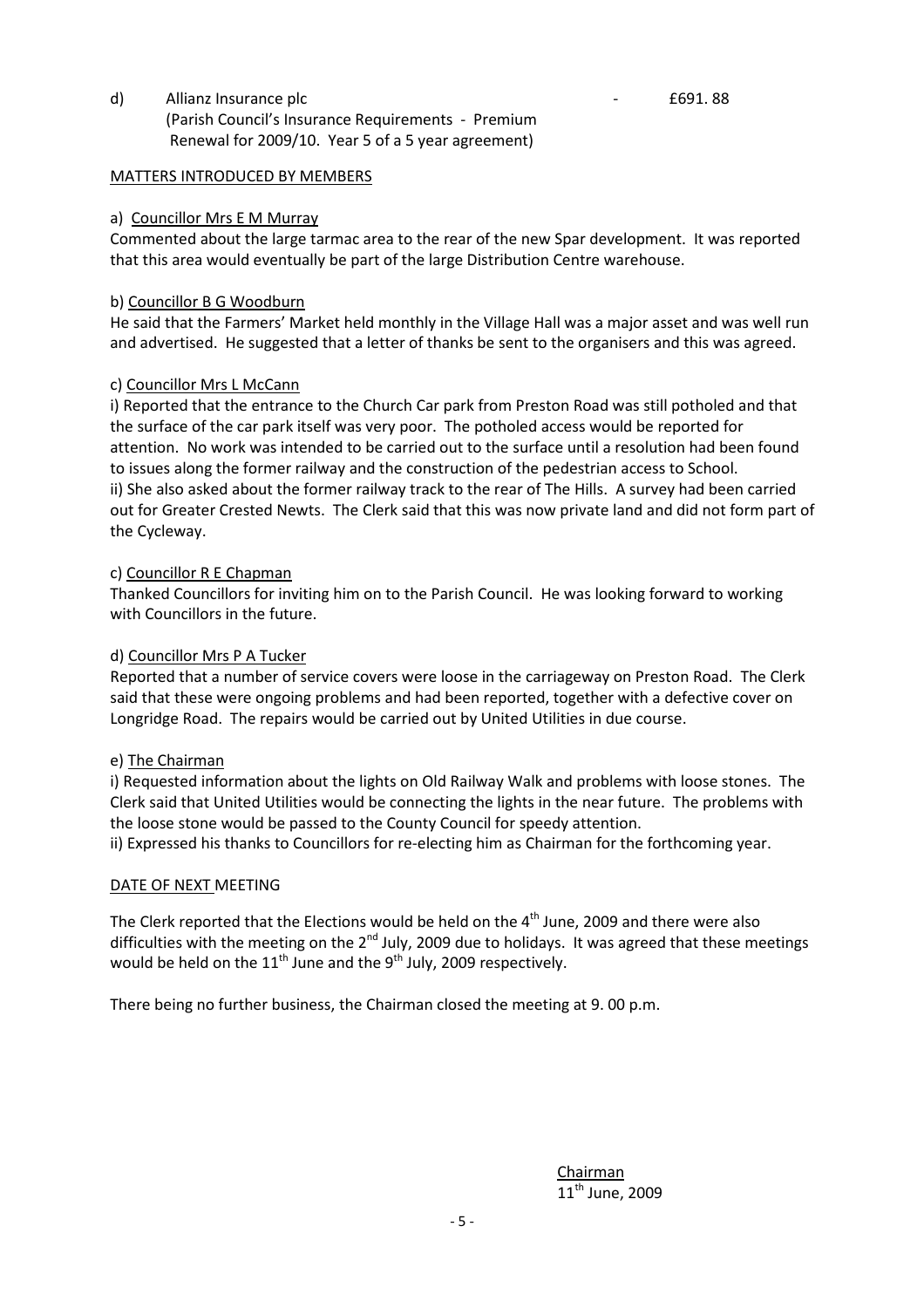d) Allianz Insurance plc - £691. 88
(Parish Council's Insurance Requirements - Premium Renewal for 2009/10. Year 5 of a 5 year agreement)

MATTERS INTRODUCED BY MEMBERS

a) Councillor Mrs E M Murray

Commented about the large tarmac area to the rear of the new Spar development. It was reported that this area would eventually be part of the large Distribution Centre warehouse.

b) Councillor B G Woodburn

He said that the Farmers' Market held monthly in the Village Hall was a major asset and was well run and advertised. He suggested that a letter of thanks be sent to the organisers and this was agreed.

c) Councillor Mrs L McCann

i) Reported that the entrance to the Church Car park from Preston Road was still potholed and that the surface of the car park itself was very poor. The potholed access would be reported for attention. No work was intended to be carried out to the surface until a resolution had been found to issues along the former railway and the construction of the pedestrian access to School.
ii) She also asked about the former railway track to the rear of The Hills. A survey had been carried out for Greater Crested Newts. The Clerk said that this was now private land and did not form part of the Cycleway.

c) Councillor R E Chapman

Thanked Councillors for inviting him on to the Parish Council. He was looking forward to working with Councillors in the future.

d) Councillor Mrs P A Tucker

Reported that a number of service covers were loose in the carriageway on Preston Road. The Clerk said that these were ongoing problems and had been reported, together with a defective cover on Longridge Road. The repairs would be carried out by United Utilities in due course.

e) The Chairman

i) Requested information about the lights on Old Railway Walk and problems with loose stones. The Clerk said that United Utilities would be connecting the lights in the near future. The problems with the loose stone would be passed to the County Council for speedy attention.
ii) Expressed his thanks to Councillors for re-electing him as Chairman for the forthcoming year.

DATE OF NEXT MEETING

The Clerk reported that the Elections would be held on the 4th June, 2009 and there were also difficulties with the meeting on the 2nd July, 2009 due to holidays. It was agreed that these meetings would be held on the 11th June and the 9th July, 2009 respectively.

There being no further business, the Chairman closed the meeting at 9. 00 p.m.

Chairman
11th June, 2009